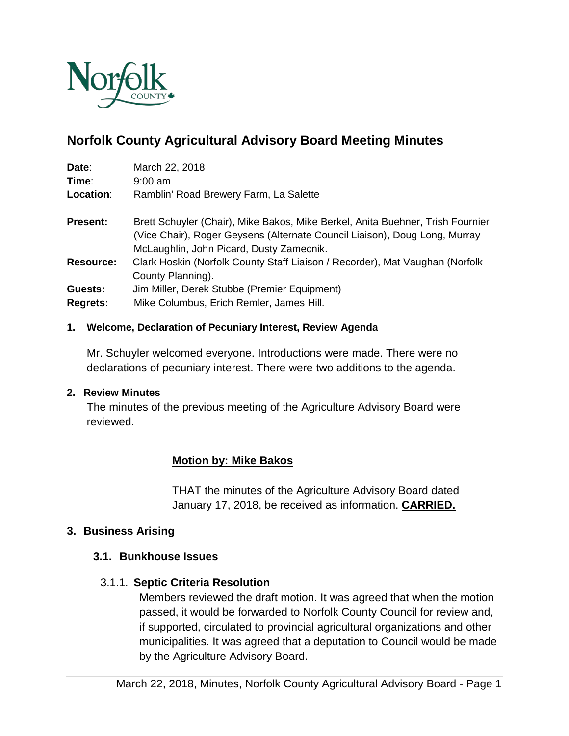# Norfolk County Agricultural Advisory Board Meeting Minutes

**Date**: March 22, 2018
**Time**: 9:00 am
**Location**: Ramblin' Road Brewery Farm, La Salette

**Present:** Brett Schuyler (Chair), Mike Bakos, Mike Berkel, Anita Buehner, Trish Fournier (Vice Chair), Roger Geysens (Alternate Council Liaison), Doug Long, Murray McLaughlin, John Picard, Dusty Zamecnik.
**Resource:** Clark Hoskin (Norfolk County Staff Liaison / Recorder), Mat Vaughan (Norfolk County Planning).
**Guests:** Jim Miller, Derek Stubbe (Premier Equipment)
**Regrets:** Mike Columbus, Erich Remler, James Hill.

### 1. Welcome, Declaration of Pecuniary Interest, Review Agenda

Mr. Schuyler welcomed everyone. Introductions were made. There were no declarations of pecuniary interest. There were two additions to the agenda.

### 2. Review Minutes

The minutes of the previous meeting of the Agriculture Advisory Board were reviewed.

**Motion by: Mike Bakos**

THAT the minutes of the Agriculture Advisory Board dated January 17, 2018, be received as information. **CARRIED.**

## 3. Business Arising

### 3.1. Bunkhouse Issues

#### 3.1.1. Septic Criteria Resolution

Members reviewed the draft motion. It was agreed that when the motion passed, it would be forwarded to Norfolk County Council for review and, if supported, circulated to provincial agricultural organizations and other municipalities. It was agreed that a deputation to Council would be made by the Agriculture Advisory Board.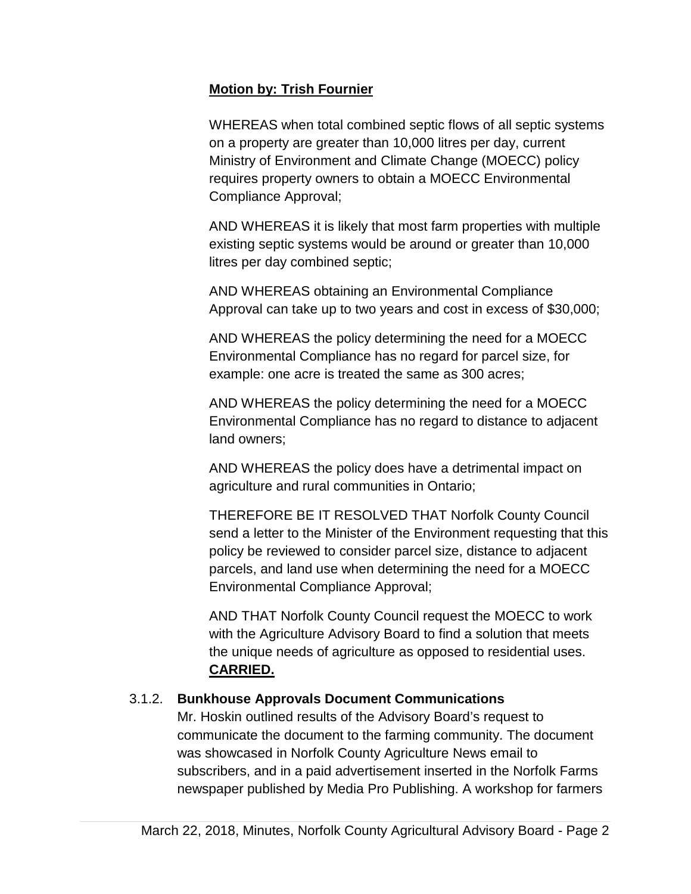**Motion by: Trish Fournier**

WHEREAS when total combined septic flows of all septic systems on a property are greater than 10,000 litres per day, current Ministry of Environment and Climate Change (MOECC) policy requires property owners to obtain a MOECC Environmental Compliance Approval;

AND WHEREAS it is likely that most farm properties with multiple existing septic systems would be around or greater than 10,000 litres per day combined septic;

AND WHEREAS obtaining an Environmental Compliance Approval can take up to two years and cost in excess of $30,000;

AND WHEREAS the policy determining the need for a MOECC Environmental Compliance has no regard for parcel size, for example: one acre is treated the same as 300 acres;

AND WHEREAS the policy determining the need for a MOECC Environmental Compliance has no regard to distance to adjacent land owners;

AND WHEREAS the policy does have a detrimental impact on agriculture and rural communities in Ontario;

THEREFORE BE IT RESOLVED THAT Norfolk County Council send a letter to the Minister of the Environment requesting that this policy be reviewed to consider parcel size, distance to adjacent parcels, and land use when determining the need for a MOECC Environmental Compliance Approval;

AND THAT Norfolk County Council request the MOECC to work with the Agriculture Advisory Board to find a solution that meets the unique needs of agriculture as opposed to residential uses. **CARRIED.**

3.1.2. **Bunkhouse Approvals Document Communications**

Mr. Hoskin outlined results of the Advisory Board's request to communicate the document to the farming community. The document was showcased in Norfolk County Agriculture News email to subscribers, and in a paid advertisement inserted in the Norfolk Farms newspaper published by Media Pro Publishing. A workshop for farmers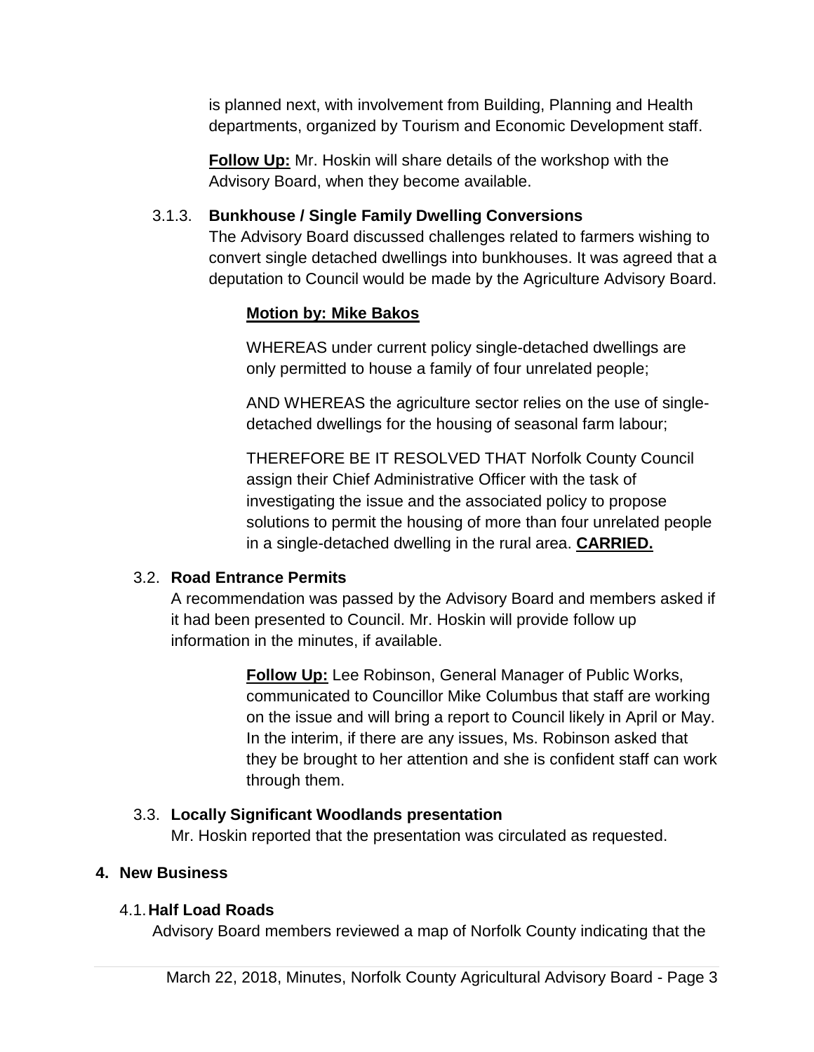is planned next, with involvement from Building, Planning and Health departments, organized by Tourism and Economic Development staff.

**Follow Up:** Mr. Hoskin will share details of the workshop with the Advisory Board, when they become available.

#### 3.1.3. Bunkhouse / Single Family Dwelling Conversions

The Advisory Board discussed challenges related to farmers wishing to convert single detached dwellings into bunkhouses. It was agreed that a deputation to Council would be made by the Agriculture Advisory Board.

**Motion by: Mike Bakos**

WHEREAS under current policy single-detached dwellings are only permitted to house a family of four unrelated people;

AND WHEREAS the agriculture sector relies on the use of single-detached dwellings for the housing of seasonal farm labour;

THEREFORE BE IT RESOLVED THAT Norfolk County Council assign their Chief Administrative Officer with the task of investigating the issue and the associated policy to propose solutions to permit the housing of more than four unrelated people in a single-detached dwelling in the rural area. **CARRIED.**

### 3.2. Road Entrance Permits

A recommendation was passed by the Advisory Board and members asked if it had been presented to Council. Mr. Hoskin will provide follow up information in the minutes, if available.

**Follow Up:** Lee Robinson, General Manager of Public Works, communicated to Councillor Mike Columbus that staff are working on the issue and will bring a report to Council likely in April or May. In the interim, if there are any issues, Ms. Robinson asked that they be brought to her attention and she is confident staff can work through them.

### 3.3. Locally Significant Woodlands presentation

Mr. Hoskin reported that the presentation was circulated as requested.

## 4. New Business

### 4.1. Half Load Roads

Advisory Board members reviewed a map of Norfolk County indicating that the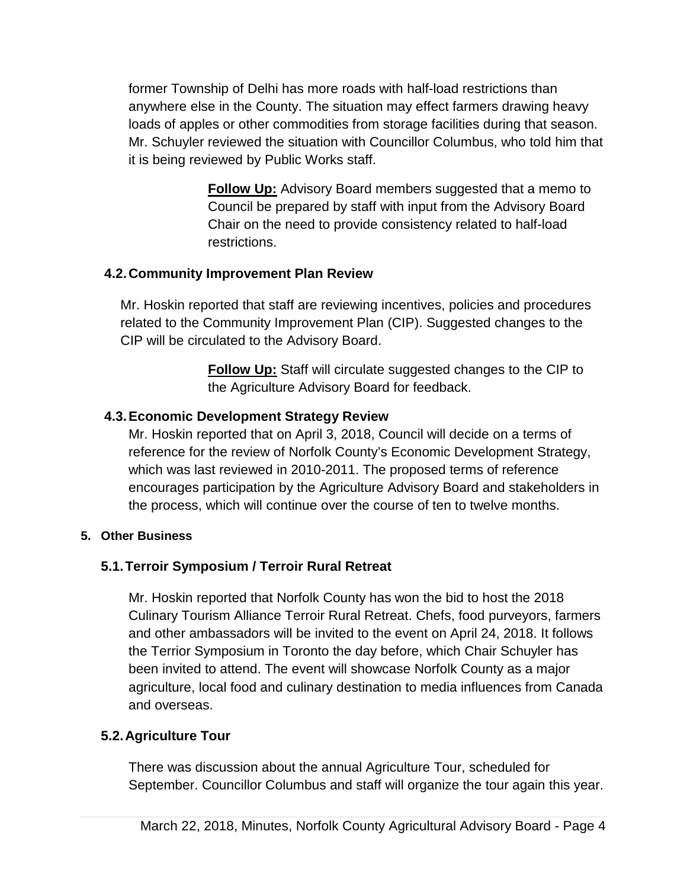former Township of Delhi has more roads with half-load restrictions than anywhere else in the County. The situation may effect farmers drawing heavy loads of apples or other commodities from storage facilities during that season. Mr. Schuyler reviewed the situation with Councillor Columbus, who told him that it is being reviewed by Public Works staff.

> **Follow Up:** Advisory Board members suggested that a memo to Council be prepared by staff with input from the Advisory Board Chair on the need to provide consistency related to half-load restrictions.

### 4.2. Community Improvement Plan Review

Mr. Hoskin reported that staff are reviewing incentives, policies and procedures related to the Community Improvement Plan (CIP). Suggested changes to the CIP will be circulated to the Advisory Board.

> **Follow Up:** Staff will circulate suggested changes to the CIP to the Agriculture Advisory Board for feedback.

### 4.3. Economic Development Strategy Review

Mr. Hoskin reported that on April 3, 2018, Council will decide on a terms of reference for the review of Norfolk County's Economic Development Strategy, which was last reviewed in 2010-2011. The proposed terms of reference encourages participation by the Agriculture Advisory Board and stakeholders in the process, which will continue over the course of ten to twelve months.

## 5. Other Business

### 5.1. Terroir Symposium / Terroir Rural Retreat

Mr. Hoskin reported that Norfolk County has won the bid to host the 2018 Culinary Tourism Alliance Terroir Rural Retreat. Chefs, food purveyors, farmers and other ambassadors will be invited to the event on April 24, 2018. It follows the Terrior Symposium in Toronto the day before, which Chair Schuyler has been invited to attend. The event will showcase Norfolk County as a major agriculture, local food and culinary destination to media influences from Canada and overseas.

### 5.2. Agriculture Tour

There was discussion about the annual Agriculture Tour, scheduled for September. Councillor Columbus and staff will organize the tour again this year.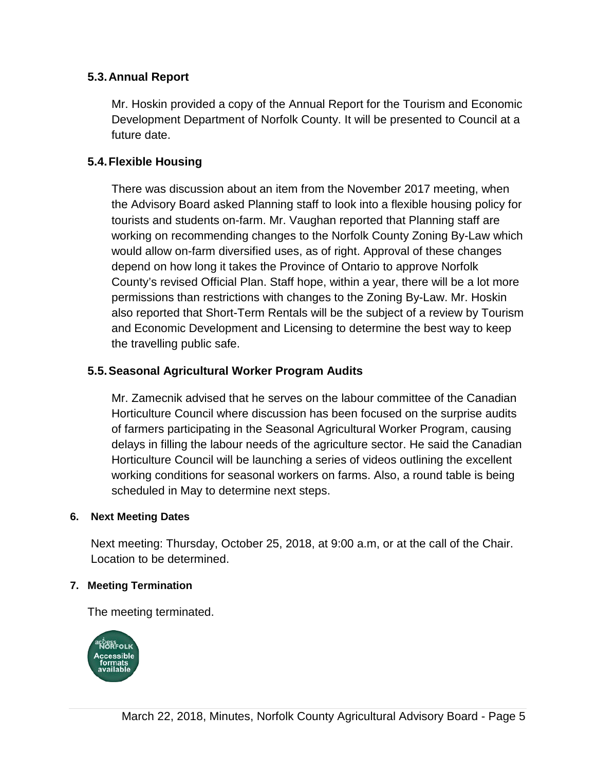### 5.3. Annual Report

Mr. Hoskin provided a copy of the Annual Report for the Tourism and Economic Development Department of Norfolk County. It will be presented to Council at a future date.

### 5.4. Flexible Housing

There was discussion about an item from the November 2017 meeting, when the Advisory Board asked Planning staff to look into a flexible housing policy for tourists and students on-farm. Mr. Vaughan reported that Planning staff are working on recommending changes to the Norfolk County Zoning By-Law which would allow on-farm diversified uses, as of right. Approval of these changes depend on how long it takes the Province of Ontario to approve Norfolk County's revised Official Plan. Staff hope, within a year, there will be a lot more permissions than restrictions with changes to the Zoning By-Law. Mr. Hoskin also reported that Short-Term Rentals will be the subject of a review by Tourism and Economic Development and Licensing to determine the best way to keep the travelling public safe.

### 5.5. Seasonal Agricultural Worker Program Audits

Mr. Zamecnik advised that he serves on the labour committee of the Canadian Horticulture Council where discussion has been focused on the surprise audits of farmers participating in the Seasonal Agricultural Worker Program, causing delays in filling the labour needs of the agriculture sector. He said the Canadian Horticulture Council will be launching a series of videos outlining the excellent working conditions for seasonal workers on farms. Also, a round table is being scheduled in May to determine next steps.

## 6. Next Meeting Dates

Next meeting: Thursday, October 25, 2018, at 9:00 a.m, or at the call of the Chair. Location to be determined.

## 7. Meeting Termination

The meeting terminated.

access NORFOLK Accessible formats available